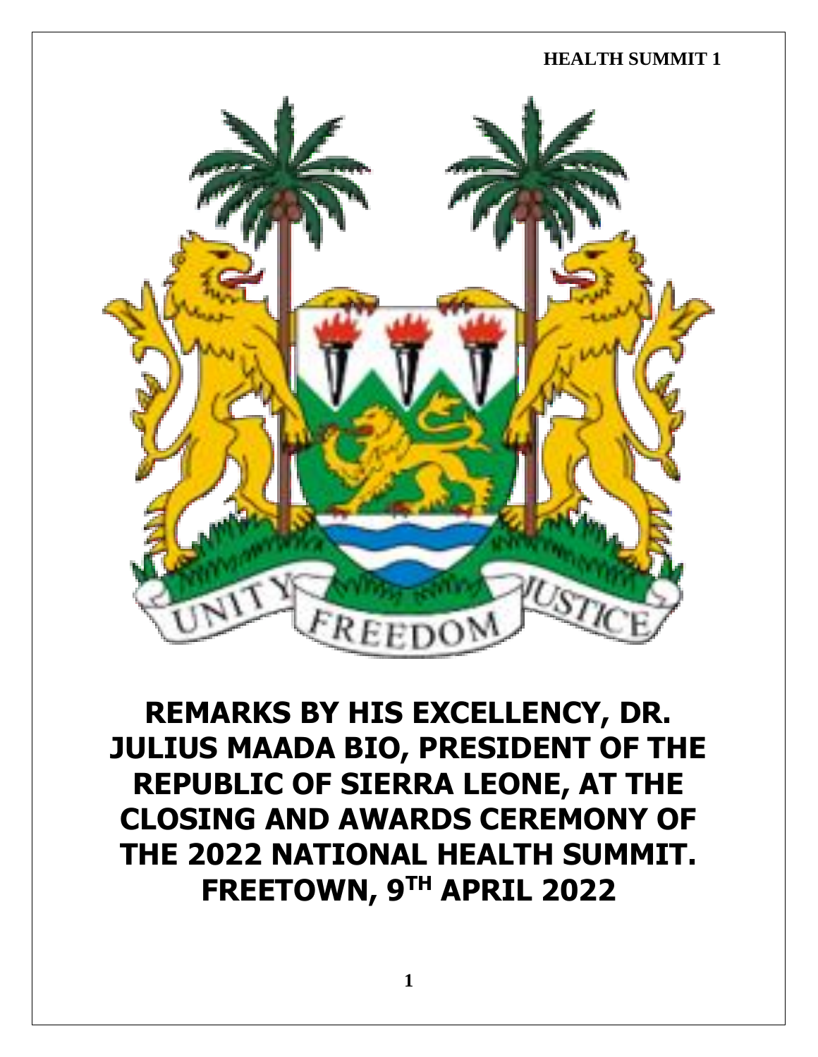# REMARKS BY HIS EXCELLENCY, DR. JULIUS MAADA BIO, PRESIDENT OF THE REPUBLIC OF SIERRA LEONE, AT THE CLOSING AND AWARDS CEREMONY OF THE 2022 NATIONAL HEALTH SUMMIT. FREETOWN, 9TH APRIL 2022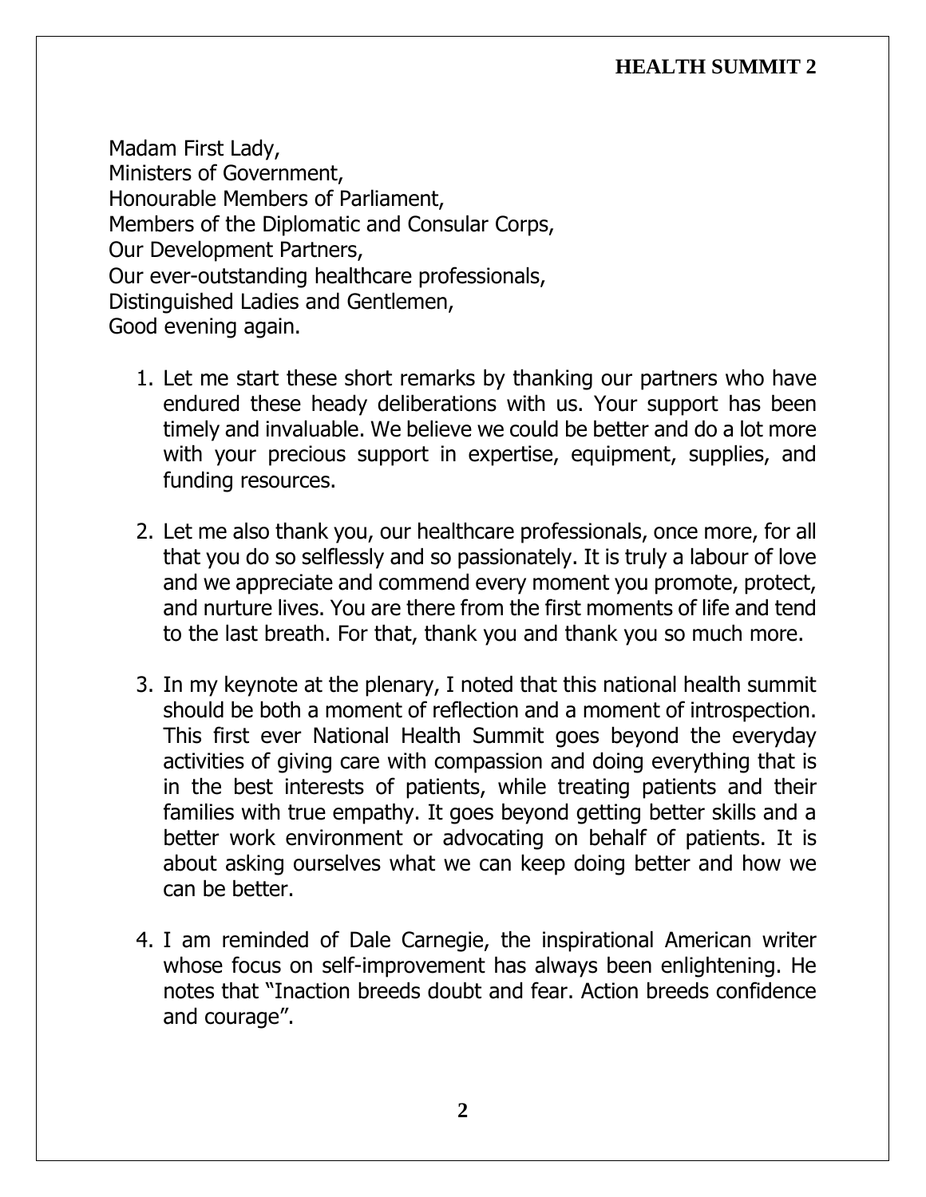Madam First Lady,
Ministers of Government,
Honourable Members of Parliament,
Members of the Diplomatic and Consular Corps,
Our Development Partners,
Our ever-outstanding healthcare professionals,
Distinguished Ladies and Gentlemen,
Good evening again.

1. Let me start these short remarks by thanking our partners who have endured these heady deliberations with us. Your support has been timely and invaluable. We believe we could be better and do a lot more with your precious support in expertise, equipment, supplies, and funding resources.

2. Let me also thank you, our healthcare professionals, once more, for all that you do so selflessly and so passionately. It is truly a labour of love and we appreciate and commend every moment you promote, protect, and nurture lives. You are there from the first moments of life and tend to the last breath. For that, thank you and thank you so much more.

3. In my keynote at the plenary, I noted that this national health summit should be both a moment of reflection and a moment of introspection. This first ever National Health Summit goes beyond the everyday activities of giving care with compassion and doing everything that is in the best interests of patients, while treating patients and their families with true empathy. It goes beyond getting better skills and a better work environment or advocating on behalf of patients. It is about asking ourselves what we can keep doing better and how we can be better.

4. I am reminded of Dale Carnegie, the inspirational American writer whose focus on self-improvement has always been enlightening. He notes that "Inaction breeds doubt and fear. Action breeds confidence and courage".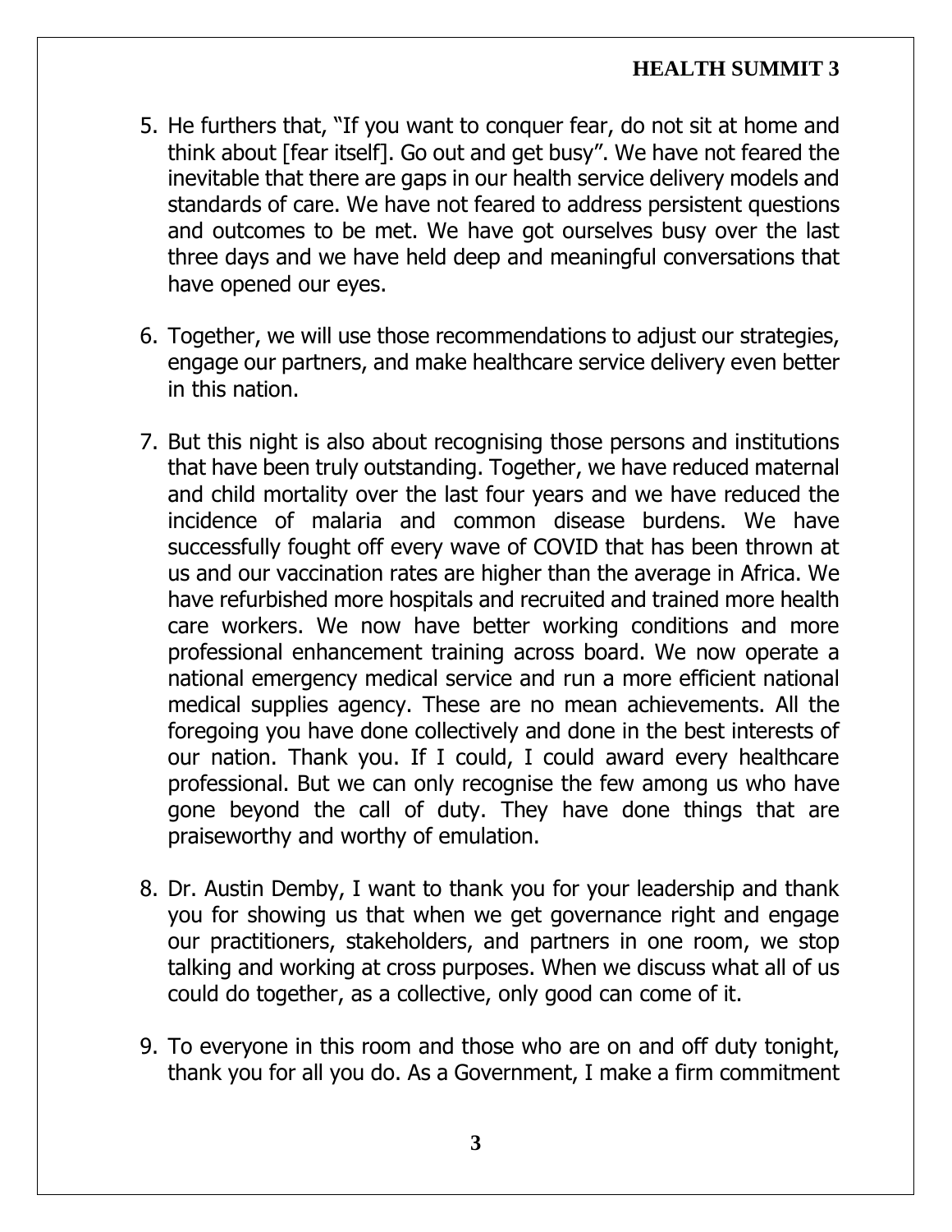5. He furthers that, "If you want to conquer fear, do not sit at home and think about [fear itself]. Go out and get busy". We have not feared the inevitable that there are gaps in our health service delivery models and standards of care. We have not feared to address persistent questions and outcomes to be met. We have got ourselves busy over the last three days and we have held deep and meaningful conversations that have opened our eyes.

6. Together, we will use those recommendations to adjust our strategies, engage our partners, and make healthcare service delivery even better in this nation.

7. But this night is also about recognising those persons and institutions that have been truly outstanding. Together, we have reduced maternal and child mortality over the last four years and we have reduced the incidence of malaria and common disease burdens. We have successfully fought off every wave of COVID that has been thrown at us and our vaccination rates are higher than the average in Africa. We have refurbished more hospitals and recruited and trained more health care workers. We now have better working conditions and more professional enhancement training across board. We now operate a national emergency medical service and run a more efficient national medical supplies agency. These are no mean achievements. All the foregoing you have done collectively and done in the best interests of our nation. Thank you. If I could, I could award every healthcare professional. But we can only recognise the few among us who have gone beyond the call of duty. They have done things that are praiseworthy and worthy of emulation.

8. Dr. Austin Demby, I want to thank you for your leadership and thank you for showing us that when we get governance right and engage our practitioners, stakeholders, and partners in one room, we stop talking and working at cross purposes. When we discuss what all of us could do together, as a collective, only good can come of it.

9. To everyone in this room and those who are on and off duty tonight, thank you for all you do. As a Government, I make a firm commitment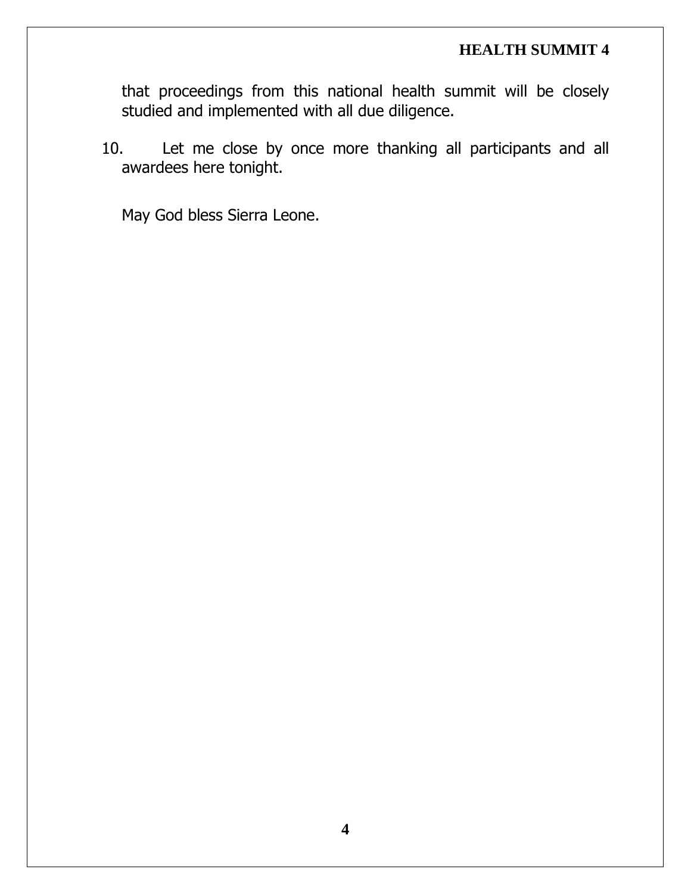that proceedings from this national health summit will be closely studied and implemented with all due diligence.

10. Let me close by once more thanking all participants and all awardees here tonight.

May God bless Sierra Leone.